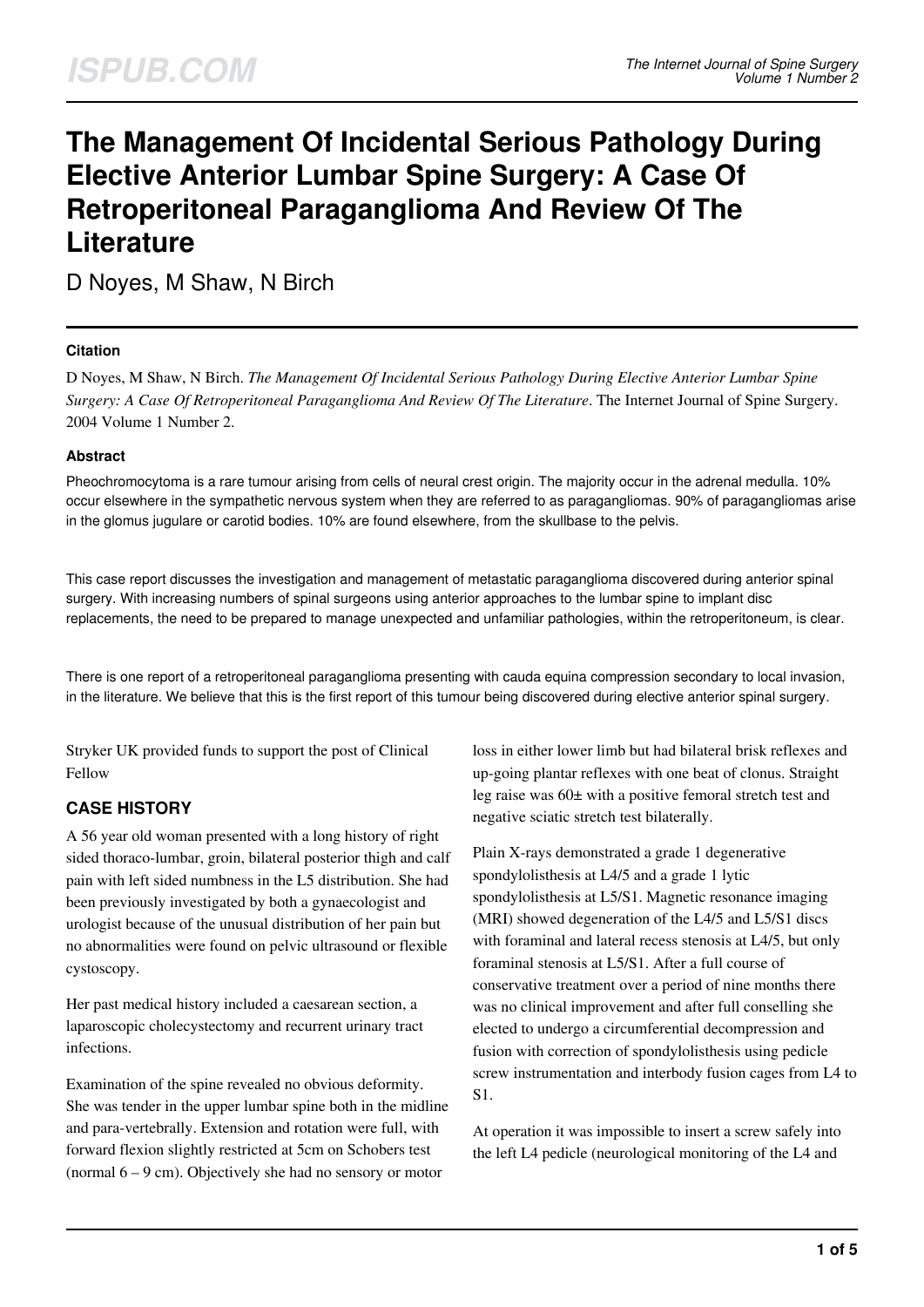# The Management Of Incidental Serious Pathology During Elective Anterior Lumbar Spine Surgery: A Case Of Retroperitoneal Paraganglioma And Review Of The Literature

D Noyes, M Shaw, N Birch

### Citation

D Noyes, M Shaw, N Birch. *The Management Of Incidental Serious Pathology During Elective Anterior Lumbar Spine Surgery: A Case Of Retroperitoneal Paraganglioma And Review Of The Literature*. The Internet Journal of Spine Surgery. 2004 Volume 1 Number 2.

### Abstract

Pheochromocytoma is a rare tumour arising from cells of neural crest origin. The majority occur in the adrenal medulla. 10% occur elsewhere in the sympathetic nervous system when they are referred to as paragangliomas. 90% of paragangliomas arise in the glomus jugulare or carotid bodies. 10% are found elsewhere, from the skullbase to the pelvis.

This case report discusses the investigation and management of metastatic paraganglioma discovered during anterior spinal surgery. With increasing numbers of spinal surgeons using anterior approaches to the lumbar spine to implant disc replacements, the need to be prepared to manage unexpected and unfamiliar pathologies, within the retroperitoneum, is clear.

There is one report of a retroperitoneal paraganglioma presenting with cauda equina compression secondary to local invasion, in the literature. We believe that this is the first report of this tumour being discovered during elective anterior spinal surgery.

Stryker UK provided funds to support the post of Clinical Fellow

## CASE HISTORY

A 56 year old woman presented with a long history of right sided thoraco-lumbar, groin, bilateral posterior thigh and calf pain with left sided numbness in the L5 distribution. She had been previously investigated by both a gynaecologist and urologist because of the unusual distribution of her pain but no abnormalities were found on pelvic ultrasound or flexible cystoscopy.

Her past medical history included a caesarean section, a laparoscopic cholecystectomy and recurrent urinary tract infections.

Examination of the spine revealed no obvious deformity. She was tender in the upper lumbar spine both in the midline and para-vertebrally. Extension and rotation were full, with forward flexion slightly restricted at 5cm on Schobers test (normal 6 – 9 cm). Objectively she had no sensory or motor loss in either lower limb but had bilateral brisk reflexes and up-going plantar reflexes with one beat of clonus. Straight leg raise was 60± with a positive femoral stretch test and negative sciatic stretch test bilaterally.

Plain X-rays demonstrated a grade 1 degenerative spondylolisthesis at L4/5 and a grade 1 lytic spondylolisthesis at L5/S1. Magnetic resonance imaging (MRI) showed degeneration of the L4/5 and L5/S1 discs with foraminal and lateral recess stenosis at L4/5, but only foraminal stenosis at L5/S1. After a full course of conservative treatment over a period of nine months there was no clinical improvement and after full conselling she elected to undergo a circumferential decompression and fusion with correction of spondylolisthesis using pedicle screw instrumentation and interbody fusion cages from L4 to S1.

At operation it was impossible to insert a screw safely into the left L4 pedicle (neurological monitoring of the L4 and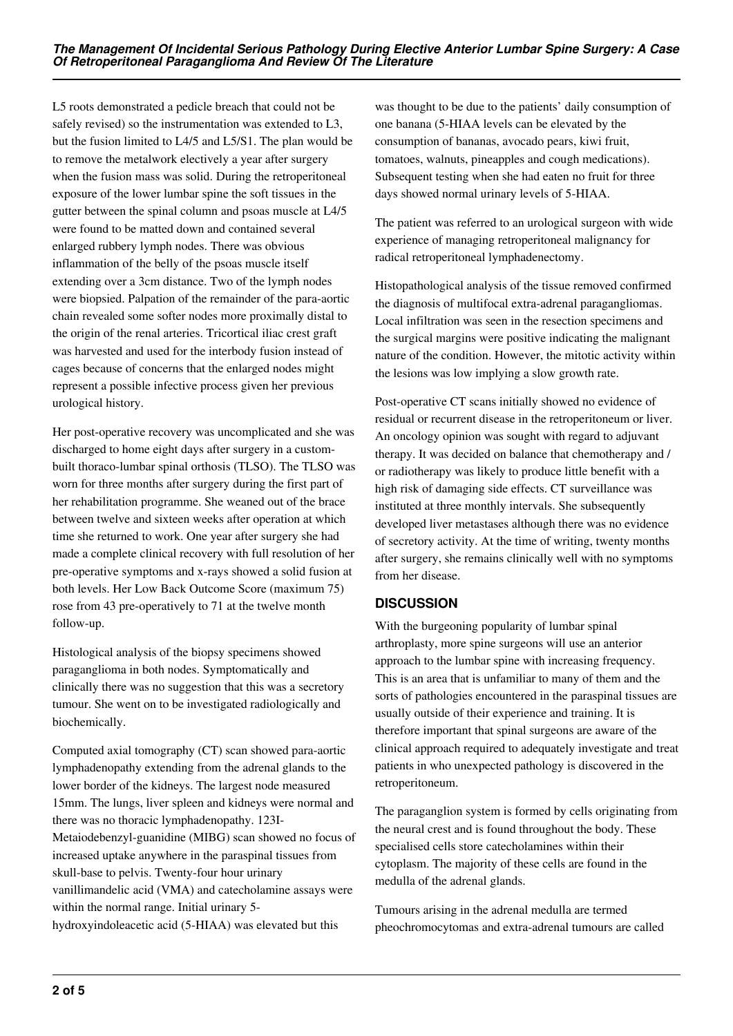L5 roots demonstrated a pedicle breach that could not be safely revised) so the instrumentation was extended to L3, but the fusion limited to L4/5 and L5/S1. The plan would be to remove the metalwork electively a year after surgery when the fusion mass was solid. During the retroperitoneal exposure of the lower lumbar spine the soft tissues in the gutter between the spinal column and psoas muscle at L4/5 were found to be matted down and contained several enlarged rubbery lymph nodes. There was obvious inflammation of the belly of the psoas muscle itself extending over a 3cm distance. Two of the lymph nodes were biopsied. Palpation of the remainder of the para-aortic chain revealed some softer nodes more proximally distal to the origin of the renal arteries. Tricortical iliac crest graft was harvested and used for the interbody fusion instead of cages because of concerns that the enlarged nodes might represent a possible infective process given her previous urological history.

Her post-operative recovery was uncomplicated and she was discharged to home eight days after surgery in a custom-built thoraco-lumbar spinal orthosis (TLSO). The TLSO was worn for three months after surgery during the first part of her rehabilitation programme. She weaned out of the brace between twelve and sixteen weeks after operation at which time she returned to work. One year after surgery she had made a complete clinical recovery with full resolution of her pre-operative symptoms and x-rays showed a solid fusion at both levels. Her Low Back Outcome Score (maximum 75) rose from 43 pre-operatively to 71 at the twelve month follow-up.

Histological analysis of the biopsy specimens showed paraganglioma in both nodes. Symptomatically and clinically there was no suggestion that this was a secretory tumour. She went on to be investigated radiologically and biochemically.

Computed axial tomography (CT) scan showed para-aortic lymphadenopathy extending from the adrenal glands to the lower border of the kidneys. The largest node measured 15mm. The lungs, liver spleen and kidneys were normal and there was no thoracic lymphadenopathy. 123I-Metaiodebenzyl-guanidine (MIBG) scan showed no focus of increased uptake anywhere in the paraspinal tissues from skull-base to pelvis. Twenty-four hour urinary vanillimandelic acid (VMA) and catecholamine assays were within the normal range. Initial urinary 5-hydroxyindoleacetic acid (5-HIAA) was elevated but this was thought to be due to the patients' daily consumption of one banana (5-HIAA levels can be elevated by the consumption of bananas, avocado pears, kiwi fruit, tomatoes, walnuts, pineapples and cough medications). Subsequent testing when she had eaten no fruit for three days showed normal urinary levels of 5-HIAA.

The patient was referred to an urological surgeon with wide experience of managing retroperitoneal malignancy for radical retroperitoneal lymphadenectomy.

Histopathological analysis of the tissue removed confirmed the diagnosis of multifocal extra-adrenal paragangliomas. Local infiltration was seen in the resection specimens and the surgical margins were positive indicating the malignant nature of the condition. However, the mitotic activity within the lesions was low implying a slow growth rate.

Post-operative CT scans initially showed no evidence of residual or recurrent disease in the retroperitoneum or liver. An oncology opinion was sought with regard to adjuvant therapy. It was decided on balance that chemotherapy and / or radiotherapy was likely to produce little benefit with a high risk of damaging side effects. CT surveillance was instituted at three monthly intervals. She subsequently developed liver metastases although there was no evidence of secretory activity. At the time of writing, twenty months after surgery, she remains clinically well with no symptoms from her disease.

## DISCUSSION

With the burgeoning popularity of lumbar spinal arthroplasty, more spine surgeons will use an anterior approach to the lumbar spine with increasing frequency. This is an area that is unfamiliar to many of them and the sorts of pathologies encountered in the paraspinal tissues are usually outside of their experience and training. It is therefore important that spinal surgeons are aware of the clinical approach required to adequately investigate and treat patients in who unexpected pathology is discovered in the retroperitoneum.

The paraganglion system is formed by cells originating from the neural crest and is found throughout the body. These specialised cells store catecholamines within their cytoplasm. The majority of these cells are found in the medulla of the adrenal glands.

Tumours arising in the adrenal medulla are termed pheochromocytomas and extra-adrenal tumours are called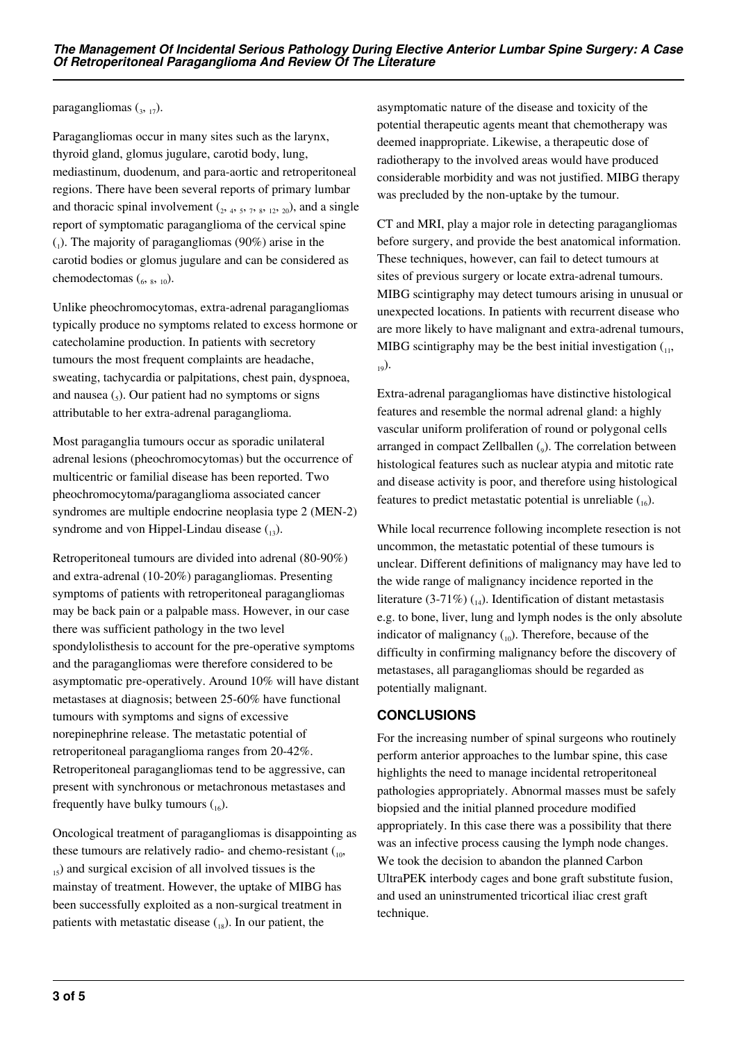paragangliomas [3, 17].

Paragangliomas occur in many sites such as the larynx, thyroid gland, glomus jugulare, carotid body, lung, mediastinum, duodenum, and para-aortic and retroperitoneal regions. There have been several reports of primary lumbar and thoracic spinal involvement [2, 4, 5, 7, 8, 12, 20], and a single report of symptomatic paraganglioma of the cervical spine [1]. The majority of paragangliomas (90%) arise in the carotid bodies or glomus jugulare and can be considered as chemodectomas [6, 8, 10].

Unlike pheochromocytomas, extra-adrenal paragangliomas typically produce no symptoms related to excess hormone or catecholamine production. In patients with secretory tumours the most frequent complaints are headache, sweating, tachycardia or palpitations, chest pain, dyspnoea, and nausea [5]. Our patient had no symptoms or signs attributable to her extra-adrenal paraganglioma.

Most paraganglia tumours occur as sporadic unilateral adrenal lesions (pheochromocytomas) but the occurrence of multicentric or familial disease has been reported. Two pheochromocytoma/paraganglioma associated cancer syndromes are multiple endocrine neoplasia type 2 (MEN-2) syndrome and von Hippel-Lindau disease [13].

Retroperitoneal tumours are divided into adrenal (80-90%) and extra-adrenal (10-20%) paragangliomas. Presenting symptoms of patients with retroperitoneal paragangliomas may be back pain or a palpable mass. However, in our case there was sufficient pathology in the two level spondylolisthesis to account for the pre-operative symptoms and the paragangliomas were therefore considered to be asymptomatic pre-operatively. Around 10% will have distant metastases at diagnosis; between 25-60% have functional tumours with symptoms and signs of excessive norepinephrine release. The metastatic potential of retroperitoneal paraganglioma ranges from 20-42%. Retroperitoneal paragangliomas tend to be aggressive, can present with synchronous or metachronous metastases and frequently have bulky tumours [16].

Oncological treatment of paragangliomas is disappointing as these tumours are relatively radio- and chemo-resistant [10, 15] and surgical excision of all involved tissues is the mainstay of treatment. However, the uptake of MIBG has been successfully exploited as a non-surgical treatment in patients with metastatic disease [18]. In our patient, the asymptomatic nature of the disease and toxicity of the potential therapeutic agents meant that chemotherapy was deemed inappropriate. Likewise, a therapeutic dose of radiotherapy to the involved areas would have produced considerable morbidity and was not justified. MIBG therapy was precluded by the non-uptake by the tumour.

CT and MRI, play a major role in detecting paragangliomas before surgery, and provide the best anatomical information. These techniques, however, can fail to detect tumours at sites of previous surgery or locate extra-adrenal tumours. MIBG scintigraphy may detect tumours arising in unusual or unexpected locations. In patients with recurrent disease who are more likely to have malignant and extra-adrenal tumours, MIBG scintigraphy may be the best initial investigation [11, 19].

Extra-adrenal paragangliomas have distinctive histological features and resemble the normal adrenal gland: a highly vascular uniform proliferation of round or polygonal cells arranged in compact Zellballen [9]. The correlation between histological features such as nuclear atypia and mitotic rate and disease activity is poor, and therefore using histological features to predict metastatic potential is unreliable [16].

While local recurrence following incomplete resection is not uncommon, the metastatic potential of these tumours is unclear. Different definitions of malignancy may have led to the wide range of malignancy incidence reported in the literature (3-71%) [14]. Identification of distant metastasis e.g. to bone, liver, lung and lymph nodes is the only absolute indicator of malignancy [10]. Therefore, because of the difficulty in confirming malignancy before the discovery of metastases, all paragangliomas should be regarded as potentially malignant.

## CONCLUSIONS

For the increasing number of spinal surgeons who routinely perform anterior approaches to the lumbar spine, this case highlights the need to manage incidental retroperitoneal pathologies appropriately. Abnormal masses must be safely biopsied and the initial planned procedure modified appropriately. In this case there was a possibility that there was an infective process causing the lymph node changes. We took the decision to abandon the planned Carbon UltraPEK interbody cages and bone graft substitute fusion, and used an uninstrumented tricortical iliac crest graft technique.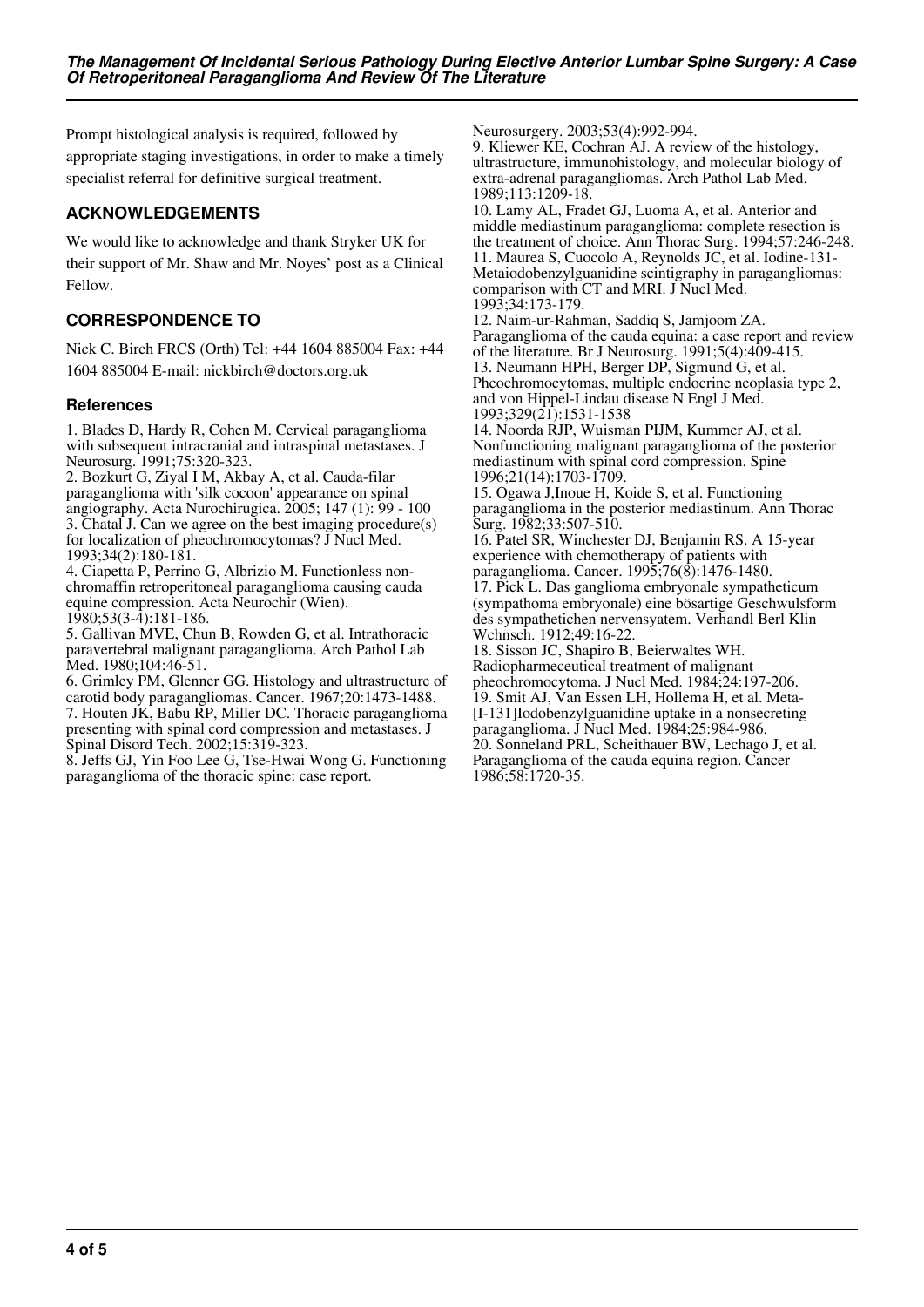Prompt histological analysis is required, followed by appropriate staging investigations, in order to make a timely specialist referral for definitive surgical treatment.

## ACKNOWLEDGEMENTS

We would like to acknowledge and thank Stryker UK for their support of Mr. Shaw and Mr. Noyes' post as a Clinical Fellow.

## CORRESPONDENCE TO

Nick C. Birch FRCS (Orth) Tel: +44 1604 885004 Fax: +44 1604 885004 E-mail: nickbirch@doctors.org.uk

### References

1. Blades D, Hardy R, Cohen M. Cervical paraganglioma with subsequent intracranial and intraspinal metastases. J Neurosurg. 1991;75:320-323.
2. Bozkurt G, Ziyal I M, Akbay A, et al. Cauda-filar paraganglioma with 'silk cocoon' appearance on spinal angiography. Acta Nurochirugica. 2005; 147 (1): 99 - 100
3. Chatal J. Can we agree on the best imaging procedure(s) for localization of pheochromocytomas? J Nucl Med. 1993;34(2):180-181.
4. Ciapetta P, Perrino G, Albrizio M. Functionless non-chromaffin retroperitoneal paraganglioma causing cauda equine compression. Acta Neurochir (Wien). 1980;53(3-4):181-186.
5. Gallivan MVE, Chun B, Rowden G, et al. Intrathoracic paravertebral malignant paraganglioma. Arch Pathol Lab Med. 1980;104:46-51.
6. Grimley PM, Glenner GG. Histology and ultrastructure of carotid body paragangliomas. Cancer. 1967;20:1473-1488.
7. Houten JK, Babu RP, Miller DC. Thoracic paraganglioma presenting with spinal cord compression and metastases. J Spinal Disord Tech. 2002;15:319-323.
8. Jeffs GJ, Yin Foo Lee G, Tse-Hwai Wong G. Functioning paraganglioma of the thoracic spine: case report. Neurosurgery. 2003;53(4):992-994.
9. Kliewer KE, Cochran AJ. A review of the histology, ultrastructure, immunohistology, and molecular biology of extra-adrenal paragangliomas. Arch Pathol Lab Med. 1989;113:1209-18.
10. Lamy AL, Fradet GJ, Luoma A, et al. Anterior and middle mediastinum paraganglioma: complete resection is the treatment of choice. Ann Thorac Surg. 1994;57:246-248.
11. Maurea S, Cuocolo A, Reynolds JC, et al. Iodine-131-Metaiodobenzylguanidine scintigraphy in paragangliomas: comparison with CT and MRI. J Nucl Med. 1993;34:173-179.
12. Naim-ur-Rahman, Saddiq S, Jamjoom ZA. Paraganglioma of the cauda equina: a case report and review of the literature. Br J Neurosurg. 1991;5(4):409-415.
13. Neumann HPH, Berger DP, Sigmund G, et al. Pheochromocytomas, multiple endocrine neoplasia type 2, and von Hippel-Lindau disease N Engl J Med. 1993;329(21):1531-1538
14. Noorda RJP, Wuisman PIJM, Kummer AJ, et al. Nonfunctioning malignant paraganglioma of the posterior mediastinum with spinal cord compression. Spine 1996;21(14):1703-1709.
15. Ogawa J,Inoue H, Koide S, et al. Functioning paraganglioma in the posterior mediastinum. Ann Thorac Surg. 1982;33:507-510.
16. Patel SR, Winchester DJ, Benjamin RS. A 15-year experience with chemotherapy of patients with paraganglioma. Cancer. 1995;76(8):1476-1480.
17. Pick L. Das ganglioma embryonale sympatheticum (sympathoma embryonale) eine bösartige Geschwulsform des sympathetichen nervensyatem. Verhandl Berl Klin Wchnsch. 1912;49:16-22.
18. Sisson JC, Shapiro B, Beierwaltes WH. Radiopharmeceutical treatment of malignant pheochromocytoma. J Nucl Med. 1984;24:197-206.
19. Smit AJ, Van Essen LH, Hollema H, et al. Meta-[I-131]Iodobenzylguanidine uptake in a nonsecreting paraganglioma. J Nucl Med. 1984;25:984-986.
20. Sonneland PRL, Scheithauer BW, Lechago J, et al. Paraganglioma of the cauda equina region. Cancer 1986;58:1720-35.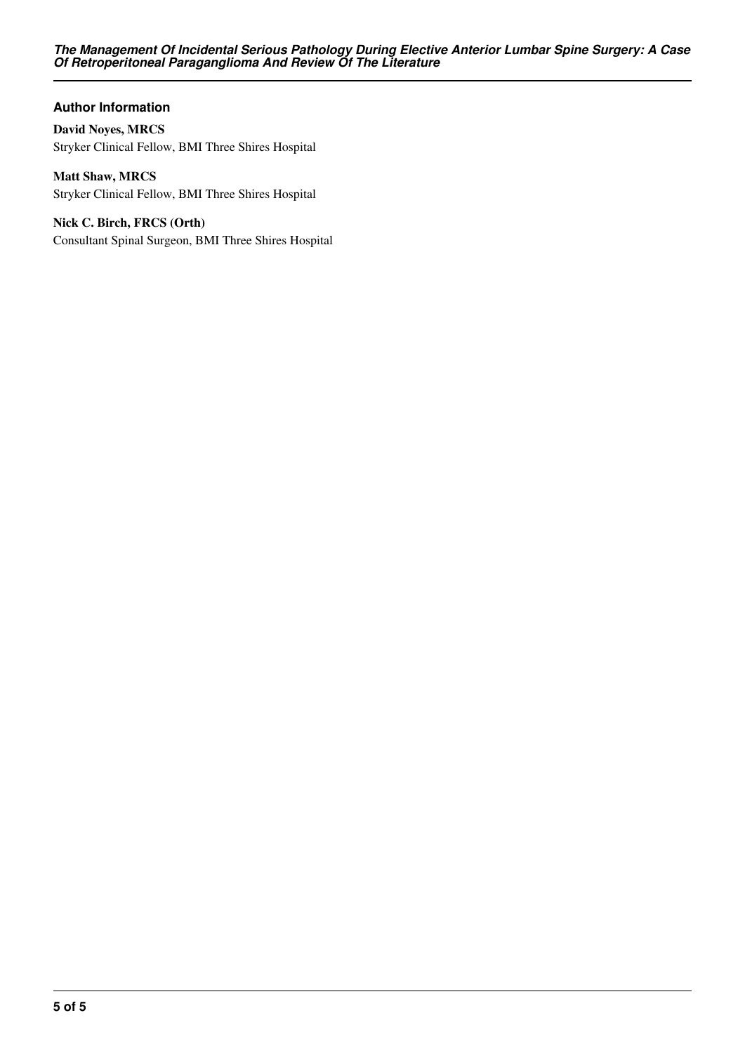## Author Information

**David Noyes, MRCS**
Stryker Clinical Fellow, BMI Three Shires Hospital

**Matt Shaw, MRCS**
Stryker Clinical Fellow, BMI Three Shires Hospital

**Nick C. Birch, FRCS (Orth)**
Consultant Spinal Surgeon, BMI Three Shires Hospital